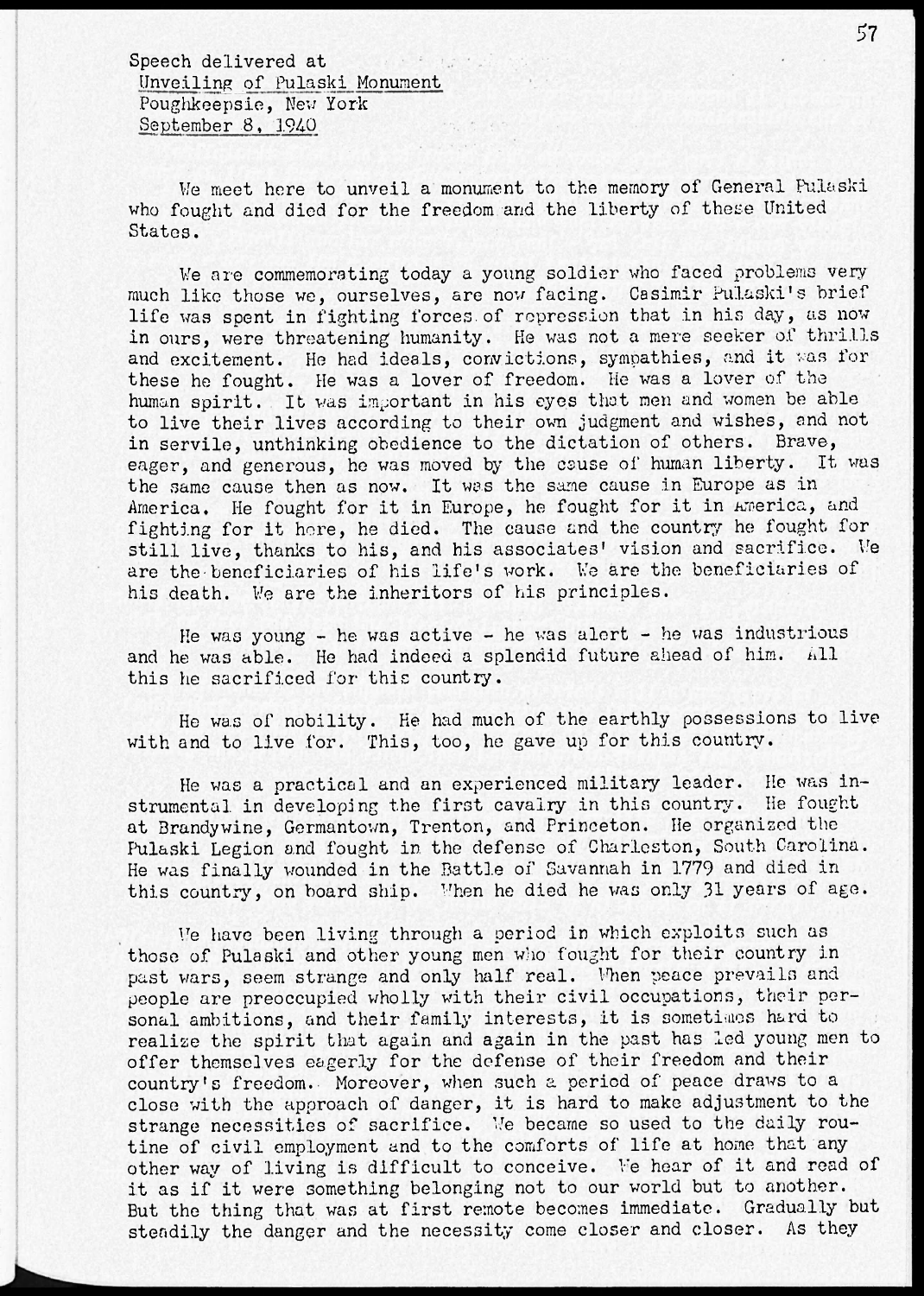Speech delivered at
Unveiling of Pulaski Monument
Poughkeepsie, New York
September 8, 1940

We meet here to unveil a monument to the memory of General Pulaski who fought and died for the freedom and the liberty of these United States.

We are commemorating today a young soldier who faced problems very much like those we, ourselves, are now facing. Casimir Pulaski's brief life was spent in fighting forces of repression that in his day, as now in ours, were threatening humanity. He was not a mere seeker of thrills and excitement. He had ideals, convictions, sympathies, and it was for these he fought. He was a lover of freedom. He was a lover of the human spirit. It was important in his eyes that men and women be able to live their lives according to their own judgment and wishes, and not in servile, unthinking obedience to the dictation of others. Brave, eager, and generous, he was moved by the cause of human liberty. It was the same cause then as now. It was the same cause in Europe as in America. He fought for it in Europe, he fought for it in America, and fighting for it here, he died. The cause and the country he fought for still live, thanks to his, and his associates' vision and sacrifice. We are the beneficiaries of his life's work. We are the beneficiaries of his death. We are the inheritors of his principles.

He was young - he was active - he was alert - he was industrious and he was able. He had indeed a splendid future ahead of him. All this he sacrificed for this country.

He was of nobility. He had much of the earthly possessions to live with and to live for. This, too, he gave up for this country.

He was a practical and an experienced military leader. He was instrumental in developing the first cavalry in this country. He fought at Brandywine, Germantown, Trenton, and Princeton. He organized the Pulaski Legion and fought in the defense of Charleston, South Carolina. He was finally wounded in the Battle of Savannah in 1779 and died in this country, on board ship. When he died he was only 31 years of age.

We have been living through a period in which exploits such as those of Pulaski and other young men who fought for their country in past wars, seem strange and only half real. When peace prevails and people are preoccupied wholly with their civil occupations, their personal ambitions, and their family interests, it is sometimes hard to realize the spirit that again and again in the past has led young men to offer themselves eagerly for the defense of their freedom and their country's freedom. Moreover, when such a period of peace draws to a close with the approach of danger, it is hard to make adjustment to the strange necessities of sacrifice. We became so used to the daily routine of civil employment and to the comforts of life at home that any other way of living is difficult to conceive. We hear of it and read of it as if it were something belonging not to our world but to another. But the thing that was at first remote becomes immediate. Gradually but steadily the danger and the necessity come closer and closer. As they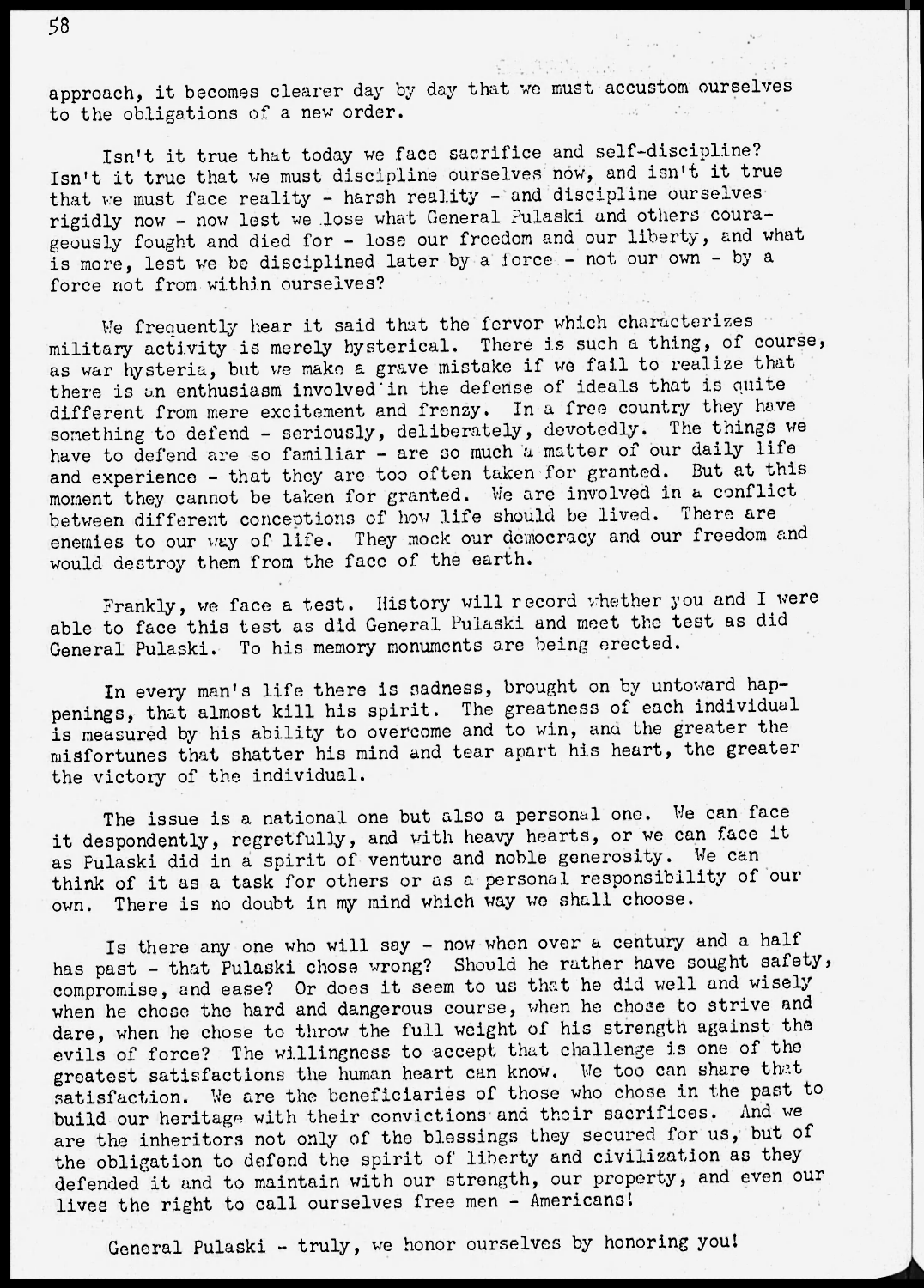approach, it becomes clearer day by day that we must accustom ourselves to the obligations of a new order.

Isn't it true that today we face sacrifice and self-discipline? Isn't it true that we must discipline ourselves now, and isn't it true that we must face reality - harsh reality - and discipline ourselves rigidly now - now lest we lose what General Pulaski and others courageously fought and died for - lose our freedom and our liberty, and what is more, lest we be disciplined later by a force - not our own - by a force not from within ourselves?

We frequently hear it said that the fervor which characterizes military activity is merely hysterical. There is such a thing, of course, as war hysteria, but we make a grave mistake if we fail to realize that there is an enthusiasm involved in the defense of ideals that is quite different from mere excitement and frenzy. In a free country they have something to defend - seriously, deliberately, devotedly. The things we have to defend are so familiar - are so much a matter of our daily life and experience - that they are too often taken for granted. But at this moment they cannot be taken for granted. We are involved in a conflict between different conceptions of how life should be lived. There are enemies to our way of life. They mock our democracy and our freedom and would destroy them from the face of the earth.

Frankly, we face a test. History will record whether you and I were able to face this test as did General Pulaski and meet the test as did General Pulaski. To his memory monuments are being erected.

In every man's life there is sadness, brought on by untoward happenings, that almost kill his spirit. The greatness of each individual is measured by his ability to overcome and to win, and the greater the misfortunes that shatter his mind and tear apart his heart, the greater the victory of the individual.

The issue is a national one but also a personal one. We can face it despondently, regretfully, and with heavy hearts, or we can face it as Pulaski did in a spirit of venture and noble generosity. We can think of it as a task for others or as a personal responsibility of our own. There is no doubt in my mind which way we shall choose.

Is there any one who will say - now when over a century and a half has past - that Pulaski chose wrong? Should he rather have sought safety, compromise, and ease? Or does it seem to us that he did well and wisely when he chose the hard and dangerous course, when he chose to strive and dare, when he chose to throw the full weight of his strength against the evils of force? The willingness to accept that challenge is one of the greatest satisfactions the human heart can know. We too can share that satisfaction. We are the beneficiaries of those who chose in the past to build our heritage with their convictions and their sacrifices. And we are the inheritors not only of the blessings they secured for us, but of the obligation to defend the spirit of liberty and civilization as they defended it and to maintain with our strength, our property, and even our lives the right to call ourselves free men - Americans!

General Pulaski - truly, we honor ourselves by honoring you!